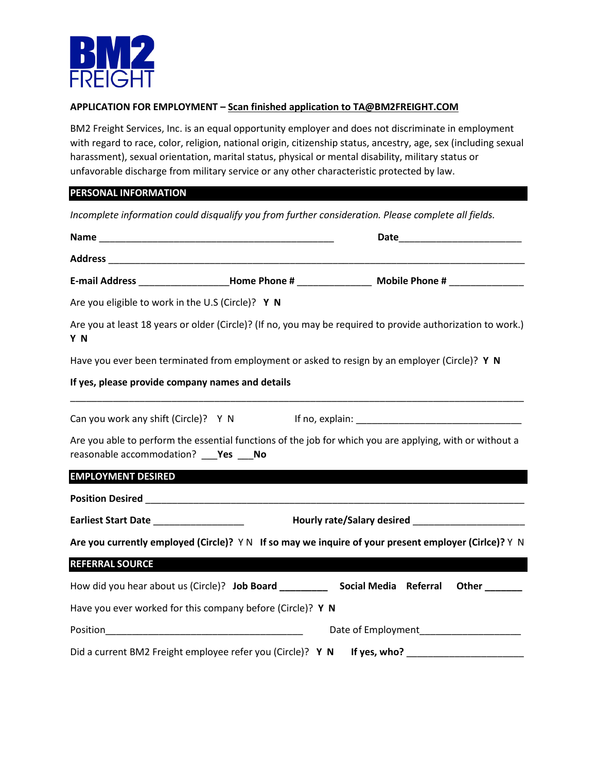**BM2 FREIGHT**

**APPLICATION FOR EMPLOYMENT – Scan finished application to TA@BM2FREIGHT.COM**

BM2 Freight Services, Inc. is an equal opportunity employer and does not discriminate in employment with regard to race, color, religion, national origin, citizenship status, ancestry, age, sex (including sexual harassment), sexual orientation, marital status, physical or mental disability, military status or unfavorable discharge from military service or any other characteristic protected by law.

## PERSONAL INFORMATION

*Incomplete information could disqualify you from further consideration. Please complete all fields.*

**Name** _____________________________________________ **Date**_______________________

**Address** _______________________________________________________________________________

**E-mail Address** _________________**Home Phone #** ______________ **Mobile Phone #** ______________

Are you eligible to work in the U.S (Circle)? **Y N**

Are you at least 18 years or older (Circle)? (If no, you may be required to provide authorization to work.) **Y N**

Have you ever been terminated from employment or asked to resign by an employer (Circle)? **Y N**

**If yes, please provide company names and details**

_____________________________________________________________________________________

Can you work any shift (Circle)? Y N If no, explain: _______________________________

Are you able to perform the essential functions of the job for which you are applying, with or without a reasonable accommodation? ___**Yes** ___**No**

## EMPLOYMENT DESIRED

**Position Desired** _____________________________________________________________________

**Earliest Start Date** _________________ **Hourly rate/Salary desired** _____________________

**Are you currently employed (Circle)?** Y N **If so may we inquire of your present employer (Cirlce)?** Y N

## REFERRAL SOURCE

How did you hear about us (Circle)? **Job Board** _________ **Social Media** **Referral** **Other** _______

Have you ever worked for this company before (Circle)? **Y N**

Position______________________________________ Date of Employment___________________

Did a current BM2 Freight employee refer you (Circle)? **Y N** **If yes, who?** _____________________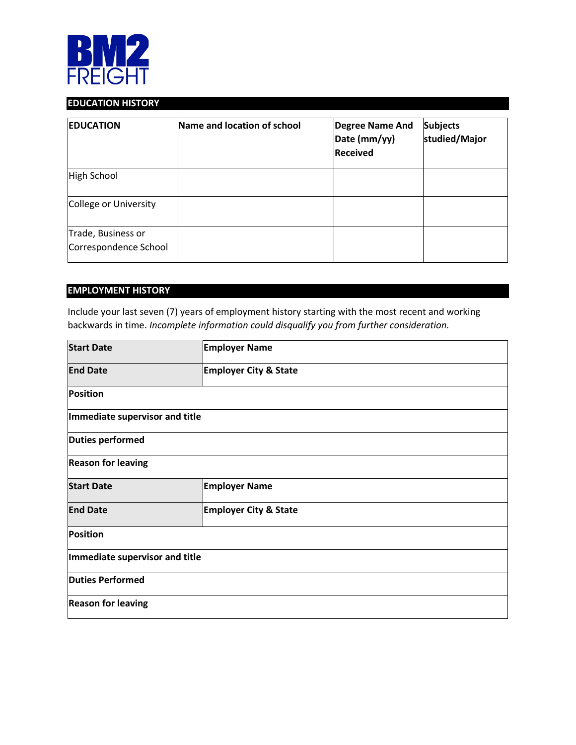BM2 FREIGHT

## EDUCATION HISTORY

| EDUCATION | Name and location of school | Degree Name And Date (mm/yy) Received | Subjects studied/Major |
|---|---|---|---|
| High School | | | |
| College or University | | | |
| Trade, Business or Correspondence School | | | |

## EMPLOYMENT HISTORY

Include your last seven (7) years of employment history starting with the most recent and working backwards in time. *Incomplete information could disqualify you from further consideration.*

| **Start Date** | **Employer Name** |
|---|---|
| **End Date** | **Employer City & State** |
| **Position** | |
| **Immediate supervisor and title** | |
| **Duties performed** | |
| **Reason for leaving** | |
| **Start Date** | **Employer Name** |
| **End Date** | **Employer City & State** |
| **Position** | |
| **Immediate supervisor and title** | |
| **Duties Performed** | |
| **Reason for leaving** | |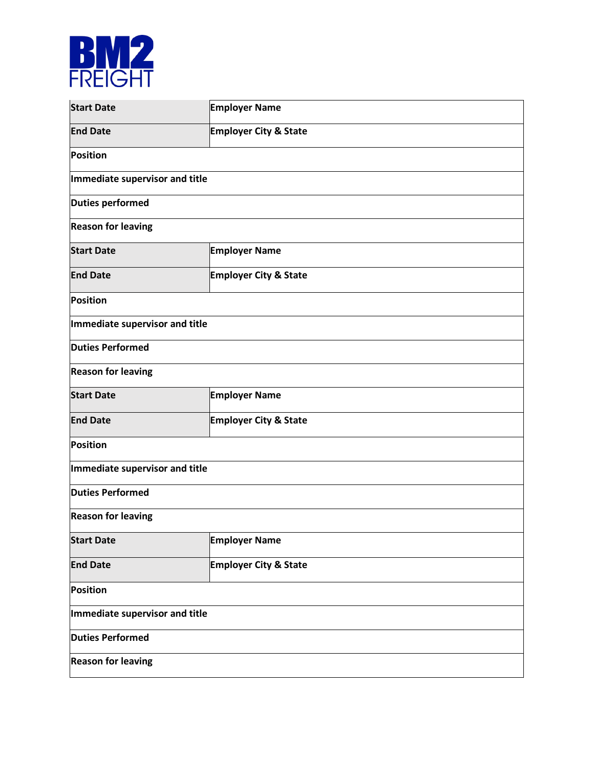BM2 FREIGHT

| Start Date | Employer Name |
| --- | --- |
| End Date | Employer City & State |
| Position | |
| Immediate supervisor and title | |
| Duties performed | |
| Reason for leaving | |
| Start Date | Employer Name |
| End Date | Employer City & State |
| Position | |
| Immediate supervisor and title | |
| Duties Performed | |
| Reason for leaving | |
| Start Date | Employer Name |
| End Date | Employer City & State |
| Position | |
| Immediate supervisor and title | |
| Duties Performed | |
| Reason for leaving | |
| Start Date | Employer Name |
| End Date | Employer City & State |
| Position | |
| Immediate supervisor and title | |
| Duties Performed | |
| Reason for leaving | |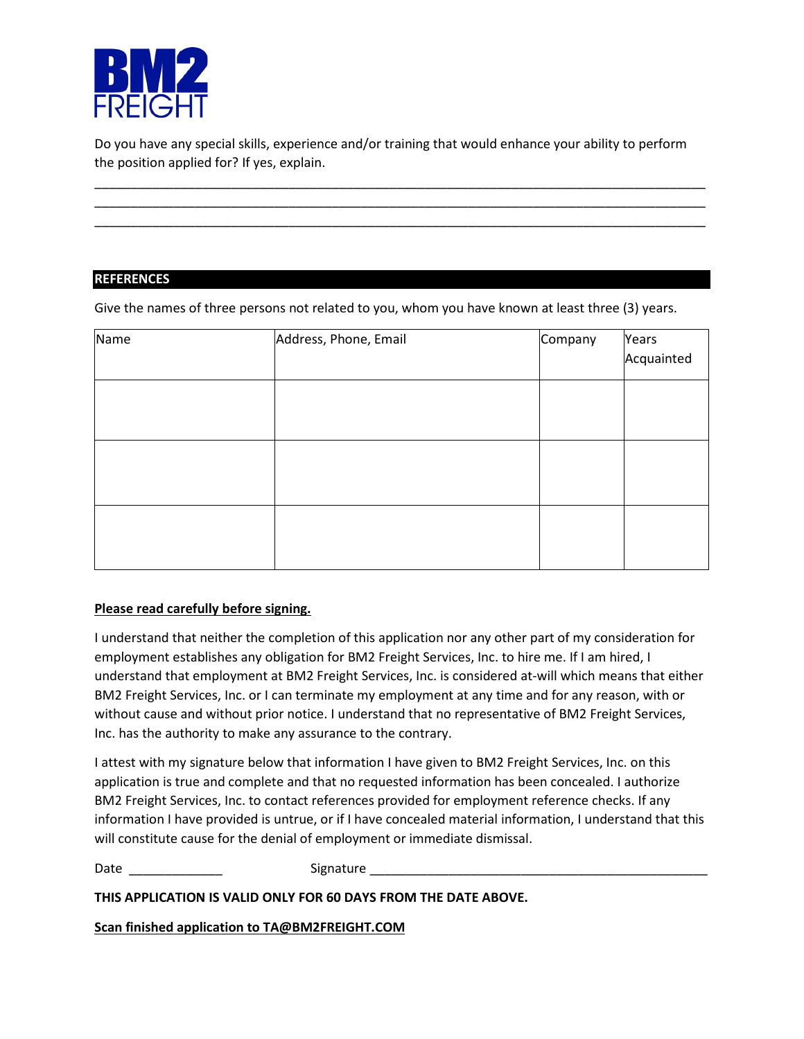Do you have any special skills, experience and/or training that would enhance your ability to perform the position applied for? If yes, explain.

_________________________________________________________________________________________
_________________________________________________________________________________________
_________________________________________________________________________________________

## REFERENCES

Give the names of three persons not related to you, whom you have known at least three (3) years.

| Name | Address, Phone, Email | Company | Years Acquainted |
|---|---|---|---|
| | | | |
| | | | |
| | | | |

**Please read carefully before signing.**

I understand that neither the completion of this application nor any other part of my consideration for employment establishes any obligation for BM2 Freight Services, Inc. to hire me. If I am hired, I understand that employment at BM2 Freight Services, Inc. is considered at-will which means that either BM2 Freight Services, Inc. or I can terminate my employment at any time and for any reason, with or without cause and without prior notice. I understand that no representative of BM2 Freight Services, Inc. has the authority to make any assurance to the contrary.

I attest with my signature below that information I have given to BM2 Freight Services, Inc. on this application is true and complete and that no requested information has been concealed. I authorize BM2 Freight Services, Inc. to contact references provided for employment reference checks. If any information I have provided is untrue, or if I have concealed material information, I understand that this will constitute cause for the denial of employment or immediate dismissal.

Date _____________ Signature _________________________________________________

**THIS APPLICATION IS VALID ONLY FOR 60 DAYS FROM THE DATE ABOVE.**

**Scan finished application to TA@BM2FREIGHT.COM**